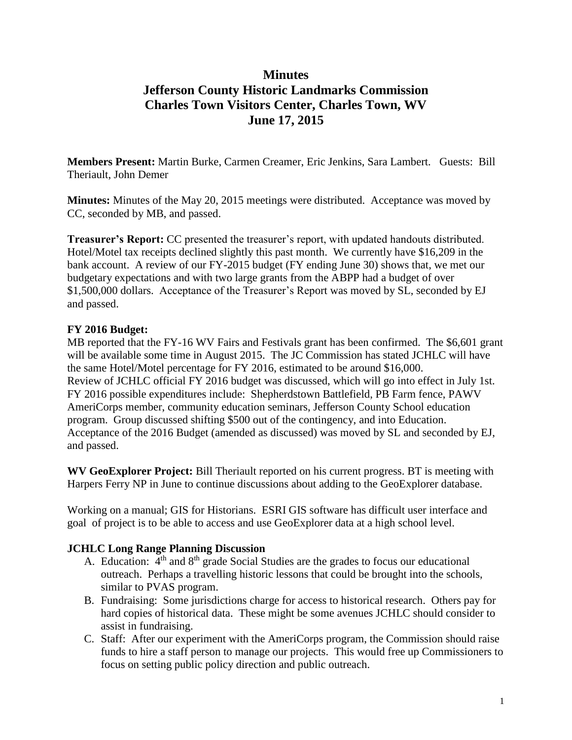# Minutes
# Jefferson County Historic Landmarks Commission
# Charles Town Visitors Center, Charles Town, WV
# June 17, 2015

**Members Present:** Martin Burke, Carmen Creamer, Eric Jenkins, Sara Lambert. Guests: Bill Theriault, John Demer

**Minutes:** Minutes of the May 20, 2015 meetings were distributed. Acceptance was moved by CC, seconded by MB, and passed.

**Treasurer's Report:** CC presented the treasurer's report, with updated handouts distributed. Hotel/Motel tax receipts declined slightly this past month. We currently have $16,209 in the bank account. A review of our FY-2015 budget (FY ending June 30) shows that, we met our budgetary expectations and with two large grants from the ABPP had a budget of over $1,500,000 dollars. Acceptance of the Treasurer's Report was moved by SL, seconded by EJ and passed.

**FY 2016 Budget:**
MB reported that the FY-16 WV Fairs and Festivals grant has been confirmed. The $6,601 grant will be available some time in August 2015. The JC Commission has stated JCHLC will have the same Hotel/Motel percentage for FY 2016, estimated to be around $16,000.
Review of JCHLC official FY 2016 budget was discussed, which will go into effect in July 1st. FY 2016 possible expenditures include: Shepherdstown Battlefield, PB Farm fence, PAWV AmeriCorps member, community education seminars, Jefferson County School education program. Group discussed shifting $500 out of the contingency, and into Education. Acceptance of the 2016 Budget (amended as discussed) was moved by SL and seconded by EJ, and passed.

**WV GeoExplorer Project:** Bill Theriault reported on his current progress. BT is meeting with Harpers Ferry NP in June to continue discussions about adding to the GeoExplorer database.

Working on a manual; GIS for Historians. ESRI GIS software has difficult user interface and goal of project is to be able to access and use GeoExplorer data at a high school level.

**JCHLC Long Range Planning Discussion**

A. Education: 4th and 8th grade Social Studies are the grades to focus our educational outreach. Perhaps a travelling historic lessons that could be brought into the schools, similar to PVAS program.
B. Fundraising: Some jurisdictions charge for access to historical research. Others pay for hard copies of historical data. These might be some avenues JCHLC should consider to assist in fundraising.
C. Staff: After our experiment with the AmeriCorps program, the Commission should raise funds to hire a staff person to manage our projects. This would free up Commissioners to focus on setting public policy direction and public outreach.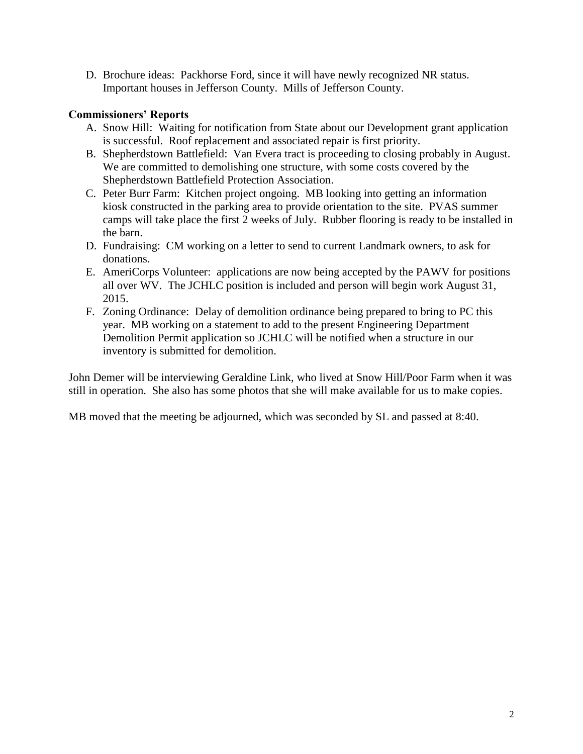D. Brochure ideas: Packhorse Ford, since it will have newly recognized NR status. Important houses in Jefferson County. Mills of Jefferson County.

**Commissioners' Reports**

A. Snow Hill: Waiting for notification from State about our Development grant application is successful. Roof replacement and associated repair is first priority.
B. Shepherdstown Battlefield: Van Evera tract is proceeding to closing probably in August. We are committed to demolishing one structure, with some costs covered by the Shepherdstown Battlefield Protection Association.
C. Peter Burr Farm: Kitchen project ongoing. MB looking into getting an information kiosk constructed in the parking area to provide orientation to the site. PVAS summer camps will take place the first 2 weeks of July. Rubber flooring is ready to be installed in the barn.
D. Fundraising: CM working on a letter to send to current Landmark owners, to ask for donations.
E. AmeriCorps Volunteer: applications are now being accepted by the PAWV for positions all over WV. The JCHLC position is included and person will begin work August 31, 2015.
F. Zoning Ordinance: Delay of demolition ordinance being prepared to bring to PC this year. MB working on a statement to add to the present Engineering Department Demolition Permit application so JCHLC will be notified when a structure in our inventory is submitted for demolition.

John Demer will be interviewing Geraldine Link, who lived at Snow Hill/Poor Farm when it was still in operation. She also has some photos that she will make available for us to make copies.

MB moved that the meeting be adjourned, which was seconded by SL and passed at 8:40.